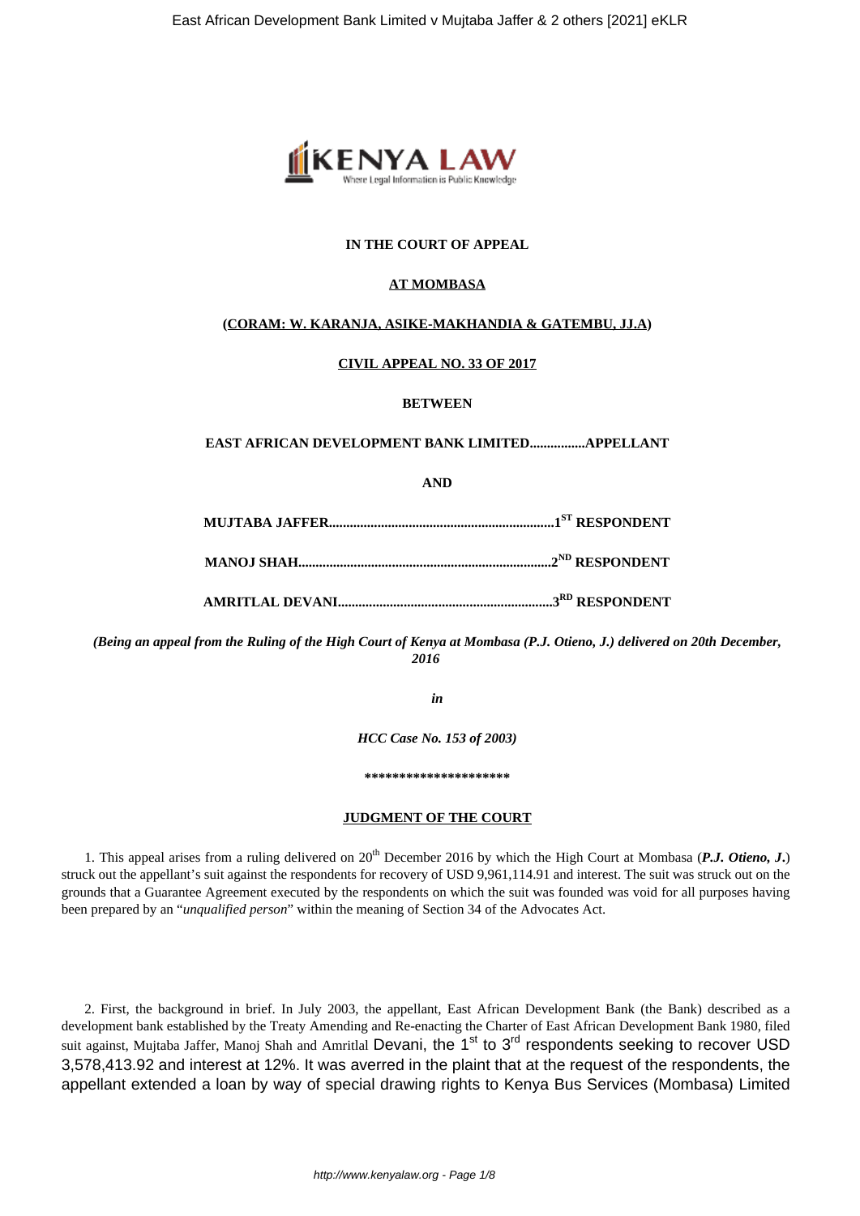**IN THE COURT OF APPEAL**

**AT MOMBASA**

**(CORAM: W. KARANJA, ASIKE-MAKHANDIA & GATEMBU, JJ.A)**

**CIVIL APPEAL NO. 33 OF 2017**

**BETWEEN**

**EAST AFRICAN DEVELOPMENT BANK LIMITED................APPELLANT**

**AND**

**MUJTABA JAFFER................................................................1ST RESPONDENT**

**MANOJ SHAH........................................................................2ND RESPONDENT**

**AMRITLAL DEVANI.............................................................3RD RESPONDENT**

***(Being an appeal from the Ruling of the High Court of Kenya at Mombasa (P.J. Otieno, J.) delivered on 20th December, 2016***

***in***

***HCC Case No. 153 of 2003)***

**\*\*\*\*\*\*\*\*\*\*\*\*\*\*\*\*\*\*\*\*\***

**JUDGMENT OF THE COURT**

1. This appeal arises from a ruling delivered on 20th December 2016 by which the High Court at Mombasa (***P.J. Otieno, J.***) struck out the appellant's suit against the respondents for recovery of USD 9,961,114.91 and interest. The suit was struck out on the grounds that a Guarantee Agreement executed by the respondents on which the suit was founded was void for all purposes having been prepared by an "*unqualified person*" within the meaning of Section 34 of the Advocates Act.

2. First, the background in brief. In July 2003, the appellant, East African Development Bank (the Bank) described as a development bank established by the Treaty Amending and Re-enacting the Charter of East African Development Bank 1980, filed suit against, Mujtaba Jaffer, Manoj Shah and Amritlal Devani, the 1st to 3rd respondents seeking to recover USD 3,578,413.92 and interest at 12%. It was averred in the plaint that at the request of the respondents, the appellant extended a loan by way of special drawing rights to Kenya Bus Services (Mombasa) Limited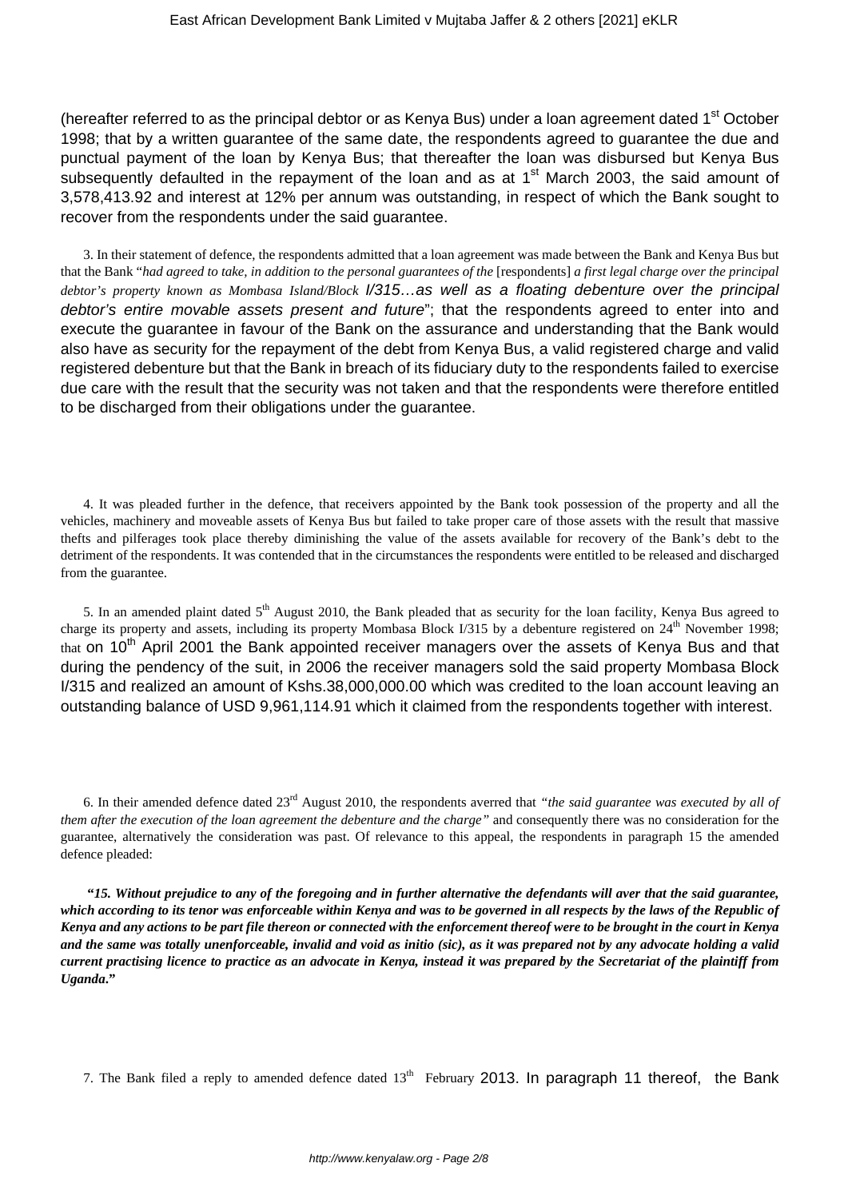(hereafter referred to as the principal debtor or as Kenya Bus) under a loan agreement dated 1st October 1998; that by a written guarantee of the same date, the respondents agreed to guarantee the due and punctual payment of the loan by Kenya Bus; that thereafter the loan was disbursed but Kenya Bus subsequently defaulted in the repayment of the loan and as at 1st March 2003, the said amount of 3,578,413.92 and interest at 12% per annum was outstanding, in respect of which the Bank sought to recover from the respondents under the said guarantee.

3. In their statement of defence, the respondents admitted that a loan agreement was made between the Bank and Kenya Bus but that the Bank "*had agreed to take, in addition to the personal guarantees of the* [respondents] *a first legal charge over the principal debtor's property known as Mombasa Island/Block I/315…as well as a floating debenture over the principal debtor's entire movable assets present and future*"; that the respondents agreed to enter into and execute the guarantee in favour of the Bank on the assurance and understanding that the Bank would also have as security for the repayment of the debt from Kenya Bus, a valid registered charge and valid registered debenture but that the Bank in breach of its fiduciary duty to the respondents failed to exercise due care with the result that the security was not taken and that the respondents were therefore entitled to be discharged from their obligations under the guarantee.

4. It was pleaded further in the defence, that receivers appointed by the Bank took possession of the property and all the vehicles, machinery and moveable assets of Kenya Bus but failed to take proper care of those assets with the result that massive thefts and pilferages took place thereby diminishing the value of the assets available for recovery of the Bank's debt to the detriment of the respondents. It was contended that in the circumstances the respondents were entitled to be released and discharged from the guarantee.

5. In an amended plaint dated 5th August 2010, the Bank pleaded that as security for the loan facility, Kenya Bus agreed to charge its property and assets, including its property Mombasa Block I/315 by a debenture registered on 24th November 1998; that on 10th April 2001 the Bank appointed receiver managers over the assets of Kenya Bus and that during the pendency of the suit, in 2006 the receiver managers sold the said property Mombasa Block I/315 and realized an amount of Kshs.38,000,000.00 which was credited to the loan account leaving an outstanding balance of USD 9,961,114.91 which it claimed from the respondents together with interest.

6. In their amended defence dated 23rd August 2010, the respondents averred that *"the said guarantee was executed by all of them after the execution of the loan agreement the debenture and the charge"* and consequently there was no consideration for the guarantee, alternatively the consideration was past. Of relevance to this appeal, the respondents in paragraph 15 the amended defence pleaded:

***"15. Without prejudice to any of the foregoing and in further alternative the defendants will aver that the said guarantee, which according to its tenor was enforceable within Kenya and was to be governed in all respects by the laws of the Republic of Kenya and any actions to be part file thereon or connected with the enforcement thereof were to be brought in the court in Kenya and the same was totally unenforceable, invalid and void as initio (sic), as it was prepared not by any advocate holding a valid current practising licence to practice as an advocate in Kenya, instead it was prepared by the Secretariat of the plaintiff from Uganda."***

7. The Bank filed a reply to amended defence dated 13th February 2013. In paragraph 11 thereof, the Bank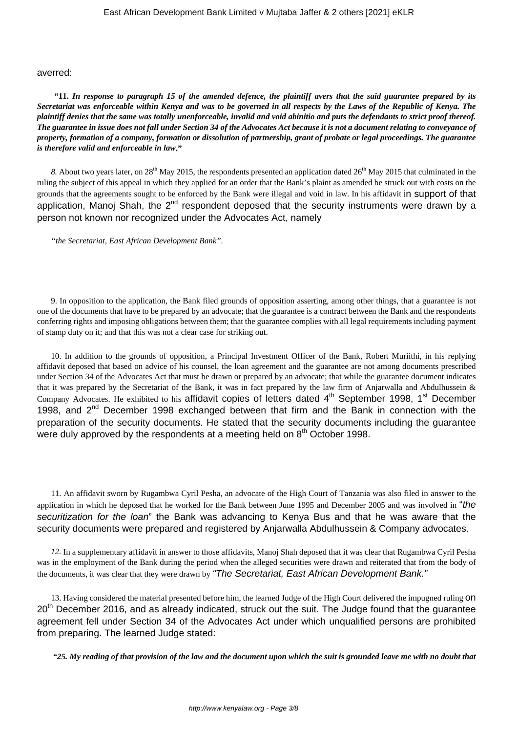averred:

> **"11.** ***In response to paragraph 15 of the amended defence, the plaintiff avers that the said guarantee prepared by its Secretariat was enforceable within Kenya and was to be governed in all respects by the Laws of the Republic of Kenya. The plaintiff denies that the same was totally unenforceable, invalid and void abinitio and puts the defendants to strict proof thereof. The guarantee in issue does not fall under Section 34 of the Advocates Act because it is not a document relating to conveyance of property, formation of a company, formation or dissolution of partnership, grant of probate or legal proceedings. The guarantee is therefore valid and enforceable in law*.**"**

*8.* About two years later, on 28th May 2015, the respondents presented an application dated 26th May 2015 that culminated in the ruling the subject of this appeal in which they applied for an order that the Bank's plaint as amended be struck out with costs on the grounds that the agreements sought to be enforced by the Bank were illegal and void in law. In his affidavit in support of that application, Manoj Shah, the 2nd respondent deposed that the security instruments were drawn by a person not known nor recognized under the Advocates Act, namely

> *"the Secretariat, East African Development Bank".*

9. In opposition to the application, the Bank filed grounds of opposition asserting, among other things, that a guarantee is not one of the documents that have to be prepared by an advocate; that the guarantee is a contract between the Bank and the respondents conferring rights and imposing obligations between them; that the guarantee complies with all legal requirements including payment of stamp duty on it; and that this was not a clear case for striking out.

10. In addition to the grounds of opposition, a Principal Investment Officer of the Bank, Robert Muriithi, in his replying affidavit deposed that based on advice of his counsel, the loan agreement and the guarantee are not among documents prescribed under Section 34 of the Advocates Act that must be drawn or prepared by an advocate; that while the guarantee document indicates that it was prepared by the Secretariat of the Bank, it was in fact prepared by the law firm of Anjarwalla and Abdulhussein & Company Advocates. He exhibited to his affidavit copies of letters dated 4th September 1998, 1st December 1998, and 2nd December 1998 exchanged between that firm and the Bank in connection with the preparation of the security documents. He stated that the security documents including the guarantee were duly approved by the respondents at a meeting held on 8th October 1998.

11. An affidavit sworn by Rugambwa Cyril Pesha, an advocate of the High Court of Tanzania was also filed in answer to the application in which he deposed that he worked for the Bank between June 1995 and December 2005 and was involved in "*the securitization for the loan*" the Bank was advancing to Kenya Bus and that he was aware that the security documents were prepared and registered by Anjarwalla Abdulhussein & Company advocates.

*12.* In a supplementary affidavit in answer to those affidavits, Manoj Shah deposed that it was clear that Rugambwa Cyril Pesha was in the employment of the Bank during the period when the alleged securities were drawn and reiterated that from the body of the documents, it was clear that they were drawn by *"The Secretariat, East African Development Bank."*

13. Having considered the material presented before him, the learned Judge of the High Court delivered the impugned ruling on 20th December 2016, and as already indicated, struck out the suit. The Judge found that the guarantee agreement fell under Section 34 of the Advocates Act under which unqualified persons are prohibited from preparing. The learned Judge stated:

> ***"25. My reading of that provision of the law and the document upon which the suit is grounded leave me with no doubt that***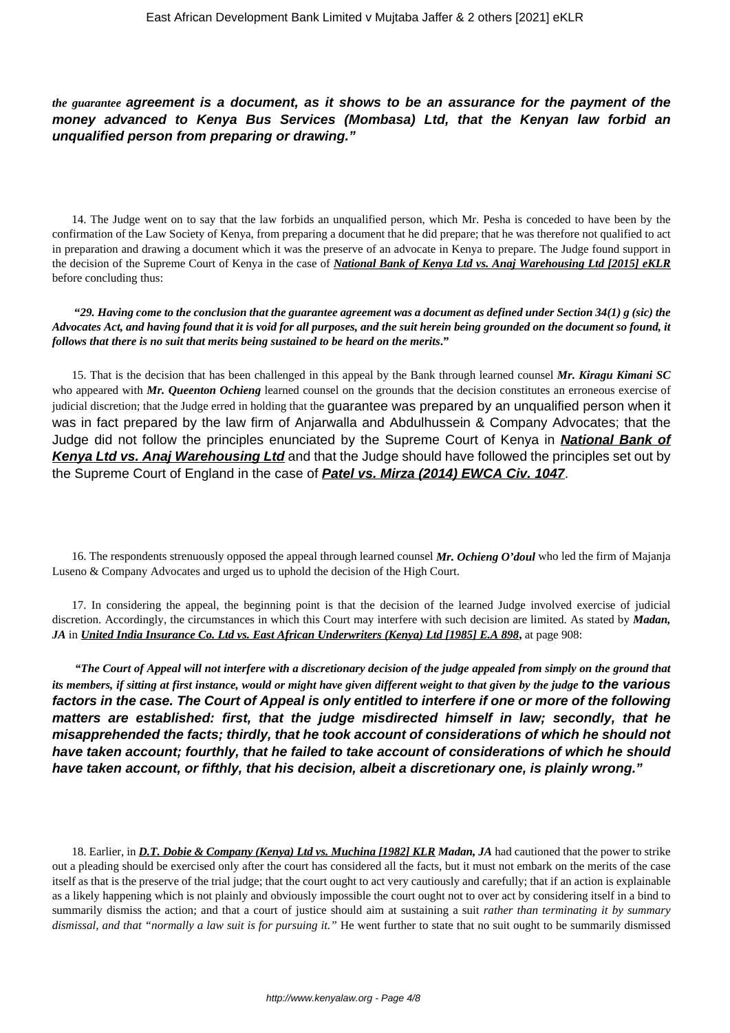***the guarantee* agreement is a document, as it shows to be an assurance for the payment of the money advanced to Kenya Bus Services (Mombasa) Ltd, that the Kenyan law forbid an unqualified person from preparing or drawing."**

14. The Judge went on to say that the law forbids an unqualified person, which Mr. Pesha is conceded to have been by the confirmation of the Law Society of Kenya, from preparing a document that he did prepare; that he was therefore not qualified to act in preparation and drawing a document which it was the preserve of an advocate in Kenya to prepare. The Judge found support in the decision of the Supreme Court of Kenya in the case of ***National Bank of Kenya Ltd vs. Anaj Warehousing Ltd [2015] eKLR*** before concluding thus:

***"29. Having come to the conclusion that the guarantee agreement was a document as defined under Section 34(1) g (sic) the Advocates Act, and having found that it is void for all purposes, and the suit herein being grounded on the document so found, it follows that there is no suit that merits being sustained to be heard on the merits."***

15. That is the decision that has been challenged in this appeal by the Bank through learned counsel ***Mr. Kiragu Kimani SC*** who appeared with ***Mr. Queenton Ochieng*** learned counsel on the grounds that the decision constitutes an erroneous exercise of judicial discretion; that the Judge erred in holding that the guarantee was prepared by an unqualified person when it was in fact prepared by the law firm of Anjarwalla and Abdulhussein & Company Advocates; that the Judge did not follow the principles enunciated by the Supreme Court of Kenya in ***National Bank of Kenya Ltd vs. Anaj Warehousing Ltd*** and that the Judge should have followed the principles set out by the Supreme Court of England in the case of ***Patel vs. Mirza (2014) EWCA Civ. 1047***.

16. The respondents strenuously opposed the appeal through learned counsel ***Mr. Ochieng O'doul*** who led the firm of Majanja Luseno & Company Advocates and urged us to uphold the decision of the High Court.

17. In considering the appeal, the beginning point is that the decision of the learned Judge involved exercise of judicial discretion. Accordingly, the circumstances in which this Court may interfere with such decision are limited. As stated by ***Madan, JA*** in ***United India Insurance Co. Ltd vs. East African Underwriters (Kenya) Ltd [1985] E.A 898***, at page 908:

***"The Court of Appeal will not interfere with a discretionary decision of the judge appealed from simply on the ground that its members, if sitting at first instance, would or might have given different weight to that given by the judge to the various factors in the case. The Court of Appeal is only entitled to interfere if one or more of the following matters are established: first, that the judge misdirected himself in law; secondly, that he misapprehended the facts; thirdly, that he took account of considerations of which he should not have taken account; fourthly, that he failed to take account of considerations of which he should have taken account, or fifthly, that his decision, albeit a discretionary one, is plainly wrong."***

18. Earlier, in ***D.T. Dobie & Company (Kenya) Ltd vs. Muchina [1982] KLR Madan, JA*** had cautioned that the power to strike out a pleading should be exercised only after the court has considered all the facts, but it must not embark on the merits of the case itself as that is the preserve of the trial judge; that the court ought to act very cautiously and carefully; that if an action is explainable as a likely happening which is not plainly and obviously impossible the court ought not to over act by considering itself in a bind to summarily dismiss the action; and that a court of justice should aim at sustaining a suit *rather than terminating it by summary dismissal, and that "normally a law suit is for pursuing it."* He went further to state that no suit ought to be summarily dismissed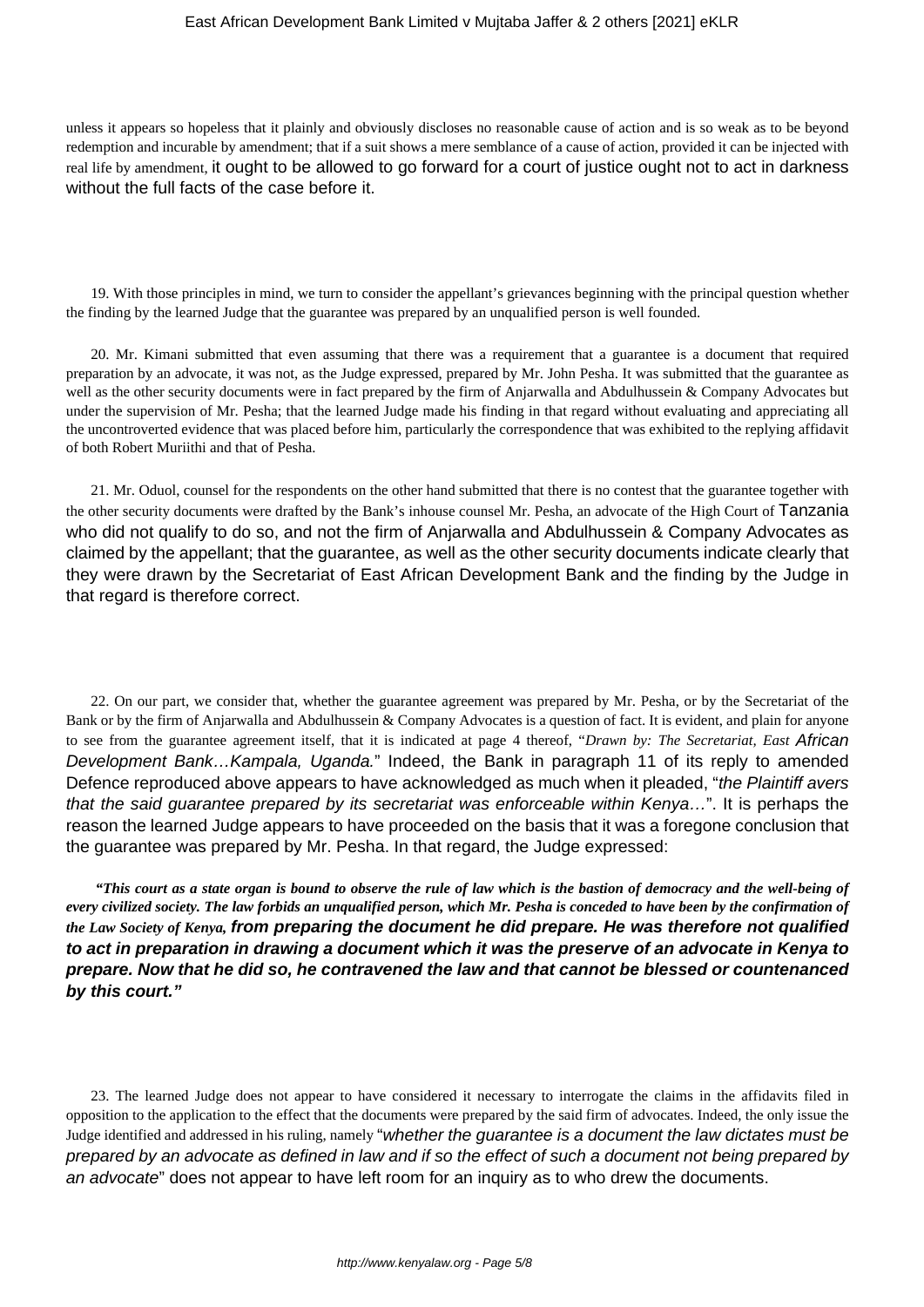unless it appears so hopeless that it plainly and obviously discloses no reasonable cause of action and is so weak as to be beyond redemption and incurable by amendment; that if a suit shows a mere semblance of a cause of action, provided it can be injected with real life by amendment, it ought to be allowed to go forward for a court of justice ought not to act in darkness without the full facts of the case before it.

19. With those principles in mind, we turn to consider the appellant's grievances beginning with the principal question whether the finding by the learned Judge that the guarantee was prepared by an unqualified person is well founded.

20. Mr. Kimani submitted that even assuming that there was a requirement that a guarantee is a document that required preparation by an advocate, it was not, as the Judge expressed, prepared by Mr. John Pesha. It was submitted that the guarantee as well as the other security documents were in fact prepared by the firm of Anjarwalla and Abdulhussein & Company Advocates but under the supervision of Mr. Pesha; that the learned Judge made his finding in that regard without evaluating and appreciating all the uncontroverted evidence that was placed before him, particularly the correspondence that was exhibited to the replying affidavit of both Robert Muriithi and that of Pesha.

21. Mr. Oduol, counsel for the respondents on the other hand submitted that there is no contest that the guarantee together with the other security documents were drafted by the Bank's inhouse counsel Mr. Pesha, an advocate of the High Court of Tanzania who did not qualify to do so, and not the firm of Anjarwalla and Abdulhussein & Company Advocates as claimed by the appellant; that the guarantee, as well as the other security documents indicate clearly that they were drawn by the Secretariat of East African Development Bank and the finding by the Judge in that regard is therefore correct.

22. On our part, we consider that, whether the guarantee agreement was prepared by Mr. Pesha, or by the Secretariat of the Bank or by the firm of Anjarwalla and Abdulhussein & Company Advocates is a question of fact. It is evident, and plain for anyone to see from the guarantee agreement itself, that it is indicated at page 4 thereof, "*Drawn by: The Secretariat, East African Development Bank…Kampala, Uganda.*" Indeed, the Bank in paragraph 11 of its reply to amended Defence reproduced above appears to have acknowledged as much when it pleaded, "*the Plaintiff avers that the said guarantee prepared by its secretariat was enforceable within Kenya…*". It is perhaps the reason the learned Judge appears to have proceeded on the basis that it was a foregone conclusion that the guarantee was prepared by Mr. Pesha. In that regard, the Judge expressed:

> ***"This court as a state organ is bound to observe the rule of law which is the bastion of democracy and the well-being of every civilized society. The law forbids an unqualified person, which Mr. Pesha is conceded to have been by the confirmation of the Law Society of Kenya, from preparing the document he did prepare. He was therefore not qualified to act in preparation in drawing a document which it was the preserve of an advocate in Kenya to prepare. Now that he did so, he contravened the law and that cannot be blessed or countenanced by this court."***

23. The learned Judge does not appear to have considered it necessary to interrogate the claims in the affidavits filed in opposition to the application to the effect that the documents were prepared by the said firm of advocates. Indeed, the only issue the Judge identified and addressed in his ruling, namely "*whether the guarantee is a document the law dictates must be prepared by an advocate as defined in law and if so the effect of such a document not being prepared by an advocate*" does not appear to have left room for an inquiry as to who drew the documents.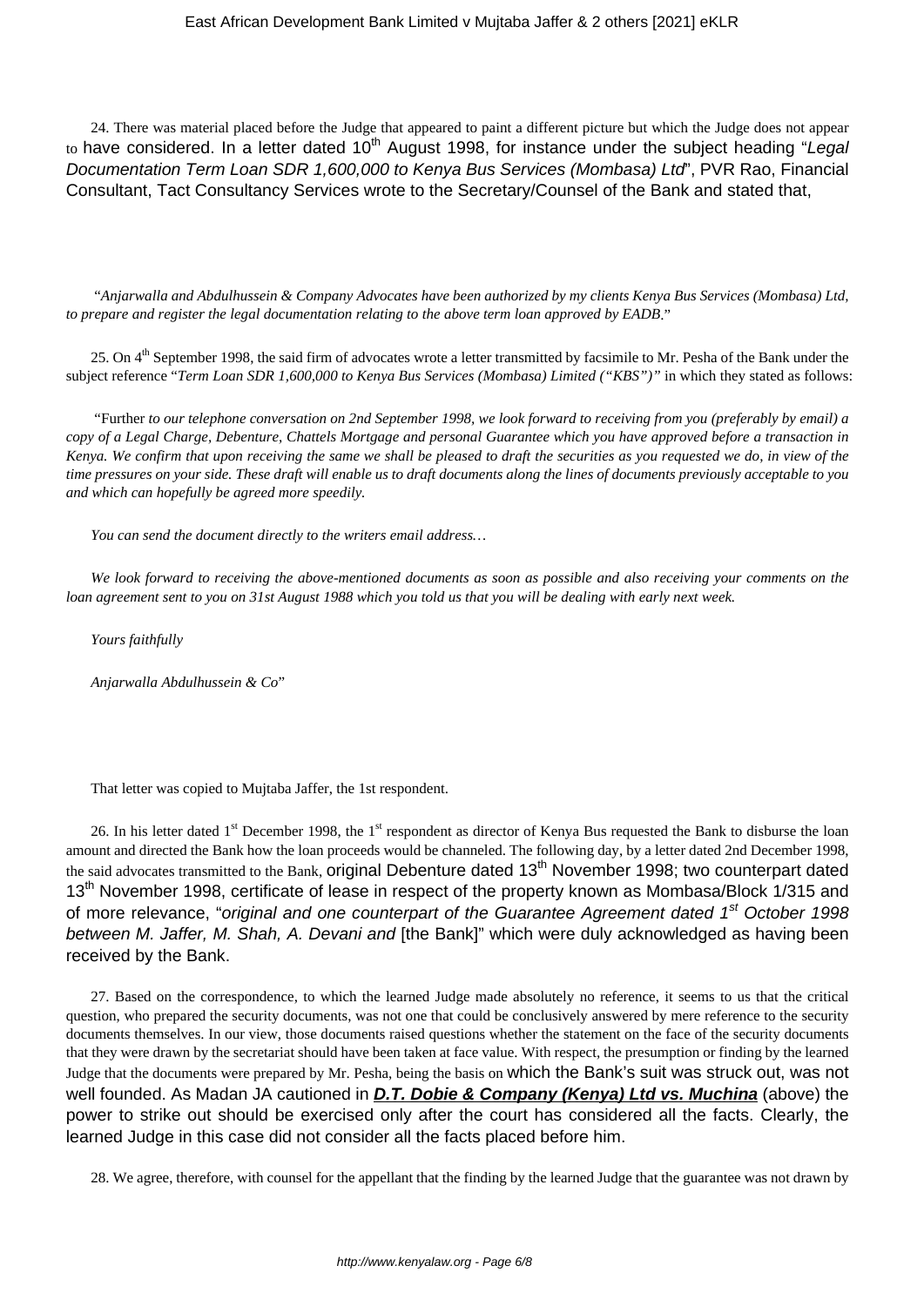24. There was material placed before the Judge that appeared to paint a different picture but which the Judge does not appear to have considered. In a letter dated 10th August 1998, for instance under the subject heading "*Legal Documentation Term Loan SDR 1,600,000 to Kenya Bus Services (Mombasa) Ltd*", PVR Rao, Financial Consultant, Tact Consultancy Services wrote to the Secretary/Counsel of the Bank and stated that,

"*Anjarwalla and Abdulhussein & Company Advocates have been authorized by my clients Kenya Bus Services (Mombasa) Ltd, to prepare and register the legal documentation relating to the above term loan approved by EADB*."

25. On 4th September 1998, the said firm of advocates wrote a letter transmitted by facsimile to Mr. Pesha of the Bank under the subject reference "*Term Loan SDR 1,600,000 to Kenya Bus Services (Mombasa) Limited ("KBS")*" in which they stated as follows:

"Further *to our telephone conversation on 2nd September 1998, we look forward to receiving from you (preferably by email) a copy of a Legal Charge, Debenture, Chattels Mortgage and personal Guarantee which you have approved before a transaction in Kenya. We confirm that upon receiving the same we shall be pleased to draft the securities as you requested we do, in view of the time pressures on your side. These draft will enable us to draft documents along the lines of documents previously acceptable to you and which can hopefully be agreed more speedily.*

*You can send the document directly to the writers email address…*

*We look forward to receiving the above-mentioned documents as soon as possible and also receiving your comments on the loan agreement sent to you on 31st August 1988 which you told us that you will be dealing with early next week.*

*Yours faithfully*

*Anjarwalla Abdulhussein & Co*"

That letter was copied to Mujtaba Jaffer, the 1st respondent.

26. In his letter dated 1st December 1998, the 1st respondent as director of Kenya Bus requested the Bank to disburse the loan amount and directed the Bank how the loan proceeds would be channeled. The following day, by a letter dated 2nd December 1998, the said advocates transmitted to the Bank, original Debenture dated 13th November 1998; two counterpart dated 13th November 1998, certificate of lease in respect of the property known as Mombasa/Block 1/315 and of more relevance, "*original and one counterpart of the Guarantee Agreement dated 1st October 1998 between M. Jaffer, M. Shah, A. Devani and* [the Bank]" which were duly acknowledged as having been received by the Bank.

27. Based on the correspondence, to which the learned Judge made absolutely no reference, it seems to us that the critical question, who prepared the security documents, was not one that could be conclusively answered by mere reference to the security documents themselves. In our view, those documents raised questions whether the statement on the face of the security documents that they were drawn by the secretariat should have been taken at face value. With respect, the presumption or finding by the learned Judge that the documents were prepared by Mr. Pesha, being the basis on which the Bank's suit was struck out, was not well founded. As Madan JA cautioned in ***D.T. Dobie & Company (Kenya) Ltd vs. Muchina*** (above) the power to strike out should be exercised only after the court has considered all the facts. Clearly, the learned Judge in this case did not consider all the facts placed before him.

28. We agree, therefore, with counsel for the appellant that the finding by the learned Judge that the guarantee was not drawn by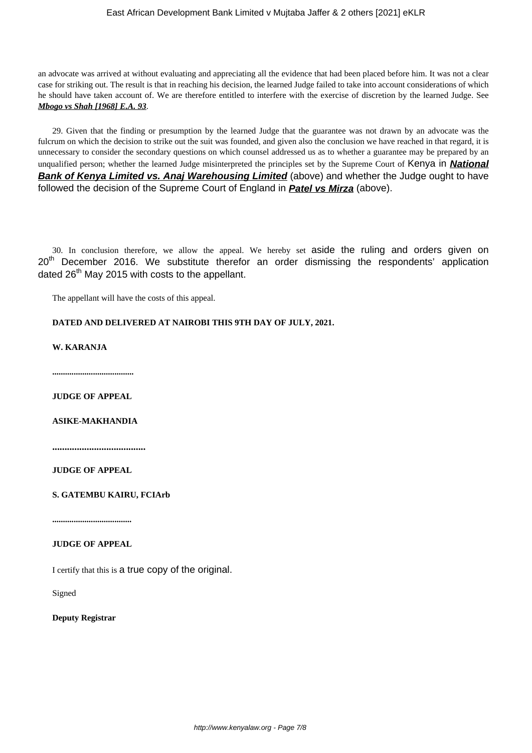an advocate was arrived at without evaluating and appreciating all the evidence that had been placed before him. It was not a clear case for striking out. The result is that in reaching his decision, the learned Judge failed to take into account considerations of which he should have taken account of. We are therefore entitled to interfere with the exercise of discretion by the learned Judge. See ***Mbogo vs Shah [1968] E.A. 93***.

29. Given that the finding or presumption by the learned Judge that the guarantee was not drawn by an advocate was the fulcrum on which the decision to strike out the suit was founded, and given also the conclusion we have reached in that regard, it is unnecessary to consider the secondary questions on which counsel addressed us as to whether a guarantee may be prepared by an unqualified person; whether the learned Judge misinterpreted the principles set by the Supreme Court of Kenya in ***National Bank of Kenya Limited vs. Anaj Warehousing Limited*** (above) and whether the Judge ought to have followed the decision of the Supreme Court of England in ***Patel vs Mirza*** (above).

30. In conclusion therefore, we allow the appeal. We hereby set aside the ruling and orders given on 20th December 2016. We substitute therefor an order dismissing the respondents' application dated 26th May 2015 with costs to the appellant.

The appellant will have the costs of this appeal.

**DATED AND DELIVERED AT NAIROBI THIS 9TH DAY OF JULY, 2021.**

**W. KARANJA**

**.....................................**

**JUDGE OF APPEAL**

**ASIKE-MAKHANDIA**

**.......................................**

**JUDGE OF APPEAL**

**S. GATEMBU KAIRU, FCIArb**

**....................................**

**JUDGE OF APPEAL**

I certify that this is a true copy of the original.

Signed

**Deputy Registrar**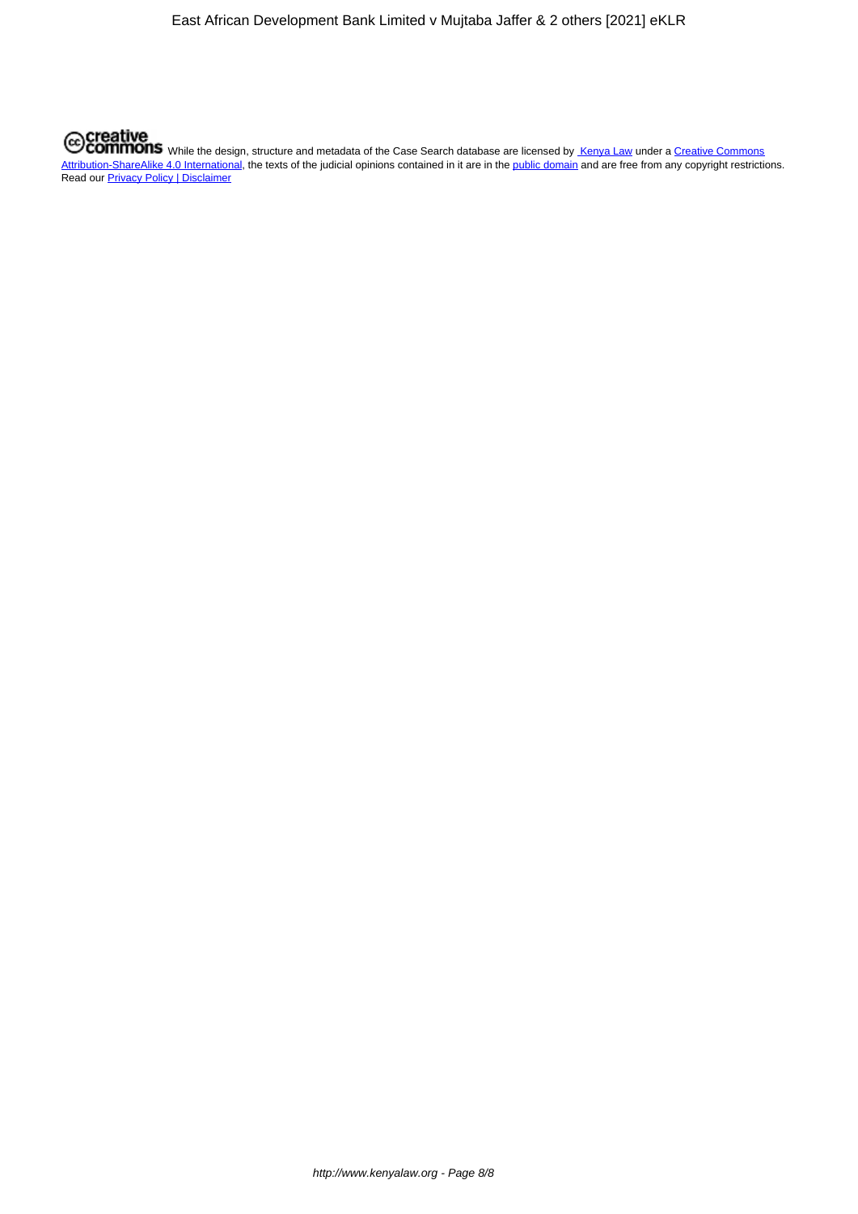While the design, structure and metadata of the Case Search database are licensed by Kenya Law under a Creative Commons Attribution-ShareAlike 4.0 International, the texts of the judicial opinions contained in it are in the public domain and are free from any copyright restrictions. Read our Privacy Policy | Disclaimer